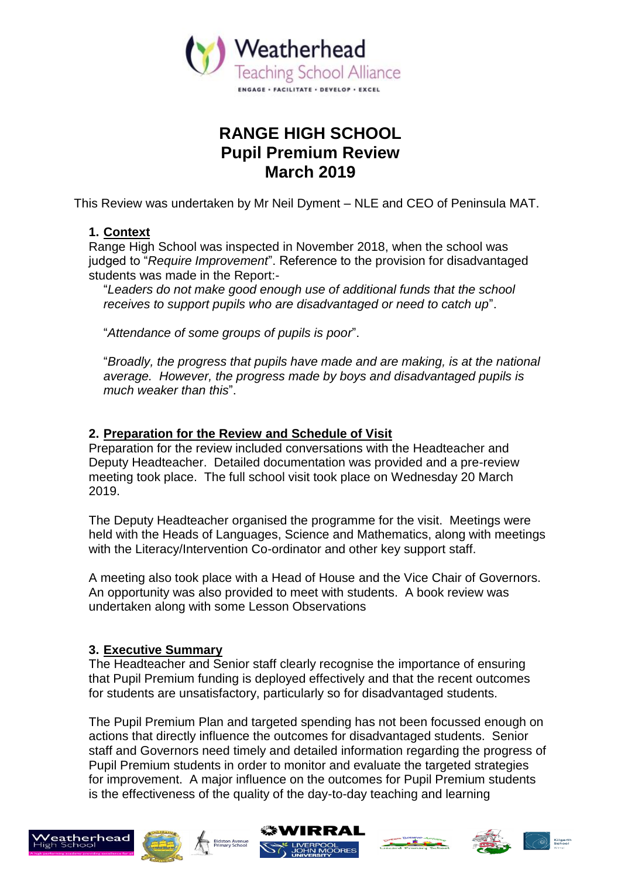# RANGE HIGH SCHOOL
# Pupil Premium Review
# March 2019

This Review was undertaken by Mr Neil Dyment – NLE and CEO of Peninsula MAT.

## 1. Context

Range High School was inspected in November 2018, when the school was judged to "*Require Improvement*". Reference to the provision for disadvantaged students was made in the Report:-

"*Leaders do not make good enough use of additional funds that the school receives to support pupils who are disadvantaged or need to catch up*".

"*Attendance of some groups of pupils is poor*".

"*Broadly, the progress that pupils have made and are making, is at the national average. However, the progress made by boys and disadvantaged pupils is much weaker than this*".

## 2. Preparation for the Review and Schedule of Visit

Preparation for the review included conversations with the Headteacher and Deputy Headteacher. Detailed documentation was provided and a pre-review meeting took place. The full school visit took place on Wednesday 20 March 2019.

The Deputy Headteacher organised the programme for the visit. Meetings were held with the Heads of Languages, Science and Mathematics, along with meetings with the Literacy/Intervention Co-ordinator and other key support staff.

A meeting also took place with a Head of House and the Vice Chair of Governors. An opportunity was also provided to meet with students. A book review was undertaken along with some Lesson Observations

## 3. Executive Summary

The Headteacher and Senior staff clearly recognise the importance of ensuring that Pupil Premium funding is deployed effectively and that the recent outcomes for students are unsatisfactory, particularly so for disadvantaged students.

The Pupil Premium Plan and targeted spending has not been focussed enough on actions that directly influence the outcomes for disadvantaged students. Senior staff and Governors need timely and detailed information regarding the progress of Pupil Premium students in order to monitor and evaluate the targeted strategies for improvement. A major influence on the outcomes for Pupil Premium students is the effectiveness of the quality of the day-to-day teaching and learning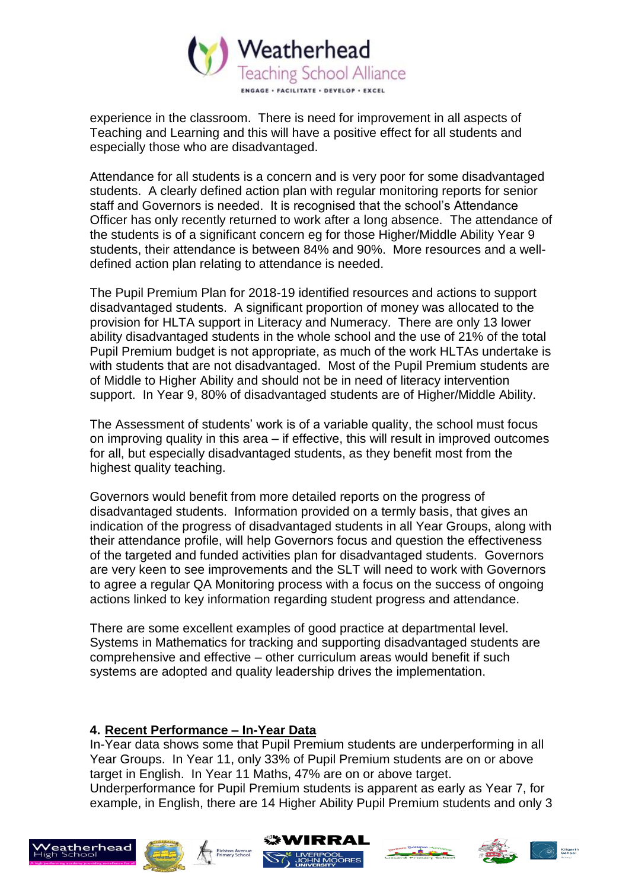experience in the classroom. There is need for improvement in all aspects of Teaching and Learning and this will have a positive effect for all students and especially those who are disadvantaged.

Attendance for all students is a concern and is very poor for some disadvantaged students. A clearly defined action plan with regular monitoring reports for senior staff and Governors is needed. It is recognised that the school's Attendance Officer has only recently returned to work after a long absence. The attendance of the students is of a significant concern eg for those Higher/Middle Ability Year 9 students, their attendance is between 84% and 90%. More resources and a well-defined action plan relating to attendance is needed.

The Pupil Premium Plan for 2018-19 identified resources and actions to support disadvantaged students. A significant proportion of money was allocated to the provision for HLTA support in Literacy and Numeracy. There are only 13 lower ability disadvantaged students in the whole school and the use of 21% of the total Pupil Premium budget is not appropriate, as much of the work HLTAs undertake is with students that are not disadvantaged. Most of the Pupil Premium students are of Middle to Higher Ability and should not be in need of literacy intervention support. In Year 9, 80% of disadvantaged students are of Higher/Middle Ability.

The Assessment of students' work is of a variable quality, the school must focus on improving quality in this area – if effective, this will result in improved outcomes for all, but especially disadvantaged students, as they benefit most from the highest quality teaching.

Governors would benefit from more detailed reports on the progress of disadvantaged students. Information provided on a termly basis, that gives an indication of the progress of disadvantaged students in all Year Groups, along with their attendance profile, will help Governors focus and question the effectiveness of the targeted and funded activities plan for disadvantaged students. Governors are very keen to see improvements and the SLT will need to work with Governors to agree a regular QA Monitoring process with a focus on the success of ongoing actions linked to key information regarding student progress and attendance.

There are some excellent examples of good practice at departmental level. Systems in Mathematics for tracking and supporting disadvantaged students are comprehensive and effective – other curriculum areas would benefit if such systems are adopted and quality leadership drives the implementation.

## 4. <u>Recent Performance – In-Year Data</u>

In-Year data shows some that Pupil Premium students are underperforming in all Year Groups. In Year 11, only 33% of Pupil Premium students are on or above target in English. In Year 11 Maths, 47% are on or above target. Underperformance for Pupil Premium students is apparent as early as Year 7, for example, in English, there are 14 Higher Ability Pupil Premium students and only 3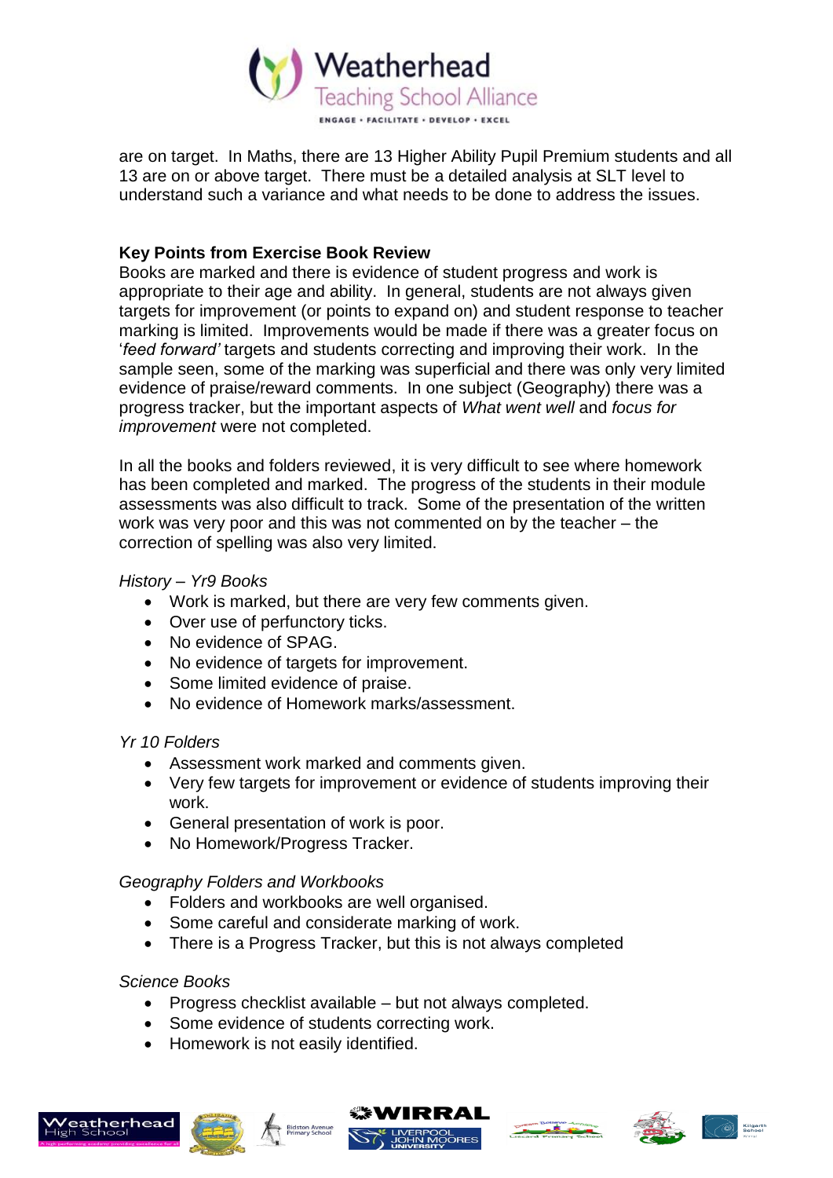are on target. In Maths, there are 13 Higher Ability Pupil Premium students and all 13 are on or above target. There must be a detailed analysis at SLT level to understand such a variance and what needs to be done to address the issues.

**Key Points from Exercise Book Review**

Books are marked and there is evidence of student progress and work is appropriate to their age and ability. In general, students are not always given targets for improvement (or points to expand on) and student response to teacher marking is limited. Improvements would be made if there was a greater focus on '*feed forward'* targets and students correcting and improving their work. In the sample seen, some of the marking was superficial and there was only very limited evidence of praise/reward comments. In one subject (Geography) there was a progress tracker, but the important aspects of *What went well* and *focus for improvement* were not completed.

In all the books and folders reviewed, it is very difficult to see where homework has been completed and marked. The progress of the students in their module assessments was also difficult to track. Some of the presentation of the written work was very poor and this was not commented on by the teacher – the correction of spelling was also very limited.

*History – Yr9 Books*

- Work is marked, but there are very few comments given.
- Over use of perfunctory ticks.
- No evidence of SPAG.
- No evidence of targets for improvement.
- Some limited evidence of praise.
- No evidence of Homework marks/assessment.

*Yr 10 Folders*

- Assessment work marked and comments given.
- Very few targets for improvement or evidence of students improving their work.
- General presentation of work is poor.
- No Homework/Progress Tracker.

*Geography Folders and Workbooks*

- Folders and workbooks are well organised.
- Some careful and considerate marking of work.
- There is a Progress Tracker, but this is not always completed

*Science Books*

- Progress checklist available – but not always completed.
- Some evidence of students correcting work.
- Homework is not easily identified.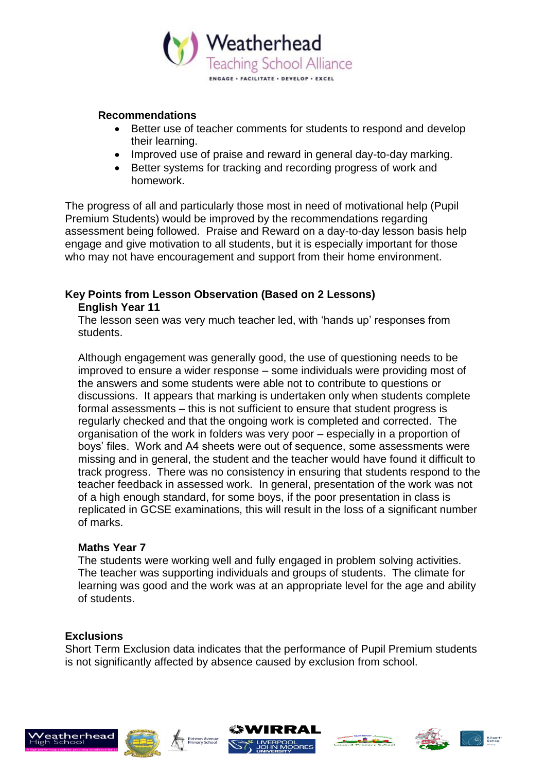**Recommendations**

- Better use of teacher comments for students to respond and develop their learning.
- Improved use of praise and reward in general day-to-day marking.
- Better systems for tracking and recording progress of work and homework.

The progress of all and particularly those most in need of motivational help (Pupil Premium Students) would be improved by the recommendations regarding assessment being followed. Praise and Reward on a day-to-day lesson basis help engage and give motivation to all students, but it is especially important for those who may not have encouragement and support from their home environment.

**Key Points from Lesson Observation (Based on 2 Lessons)**

**English Year 11**

The lesson seen was very much teacher led, with 'hands up' responses from students.

Although engagement was generally good, the use of questioning needs to be improved to ensure a wider response – some individuals were providing most of the answers and some students were able not to contribute to questions or discussions. It appears that marking is undertaken only when students complete formal assessments – this is not sufficient to ensure that student progress is regularly checked and that the ongoing work is completed and corrected. The organisation of the work in folders was very poor – especially in a proportion of boys' files. Work and A4 sheets were out of sequence, some assessments were missing and in general, the student and the teacher would have found it difficult to track progress. There was no consistency in ensuring that students respond to the teacher feedback in assessed work. In general, presentation of the work was not of a high enough standard, for some boys, if the poor presentation in class is replicated in GCSE examinations, this will result in the loss of a significant number of marks.

**Maths Year 7**

The students were working well and fully engaged in problem solving activities. The teacher was supporting individuals and groups of students. The climate for learning was good and the work was at an appropriate level for the age and ability of students.

**Exclusions**

Short Term Exclusion data indicates that the performance of Pupil Premium students is not significantly affected by absence caused by exclusion from school.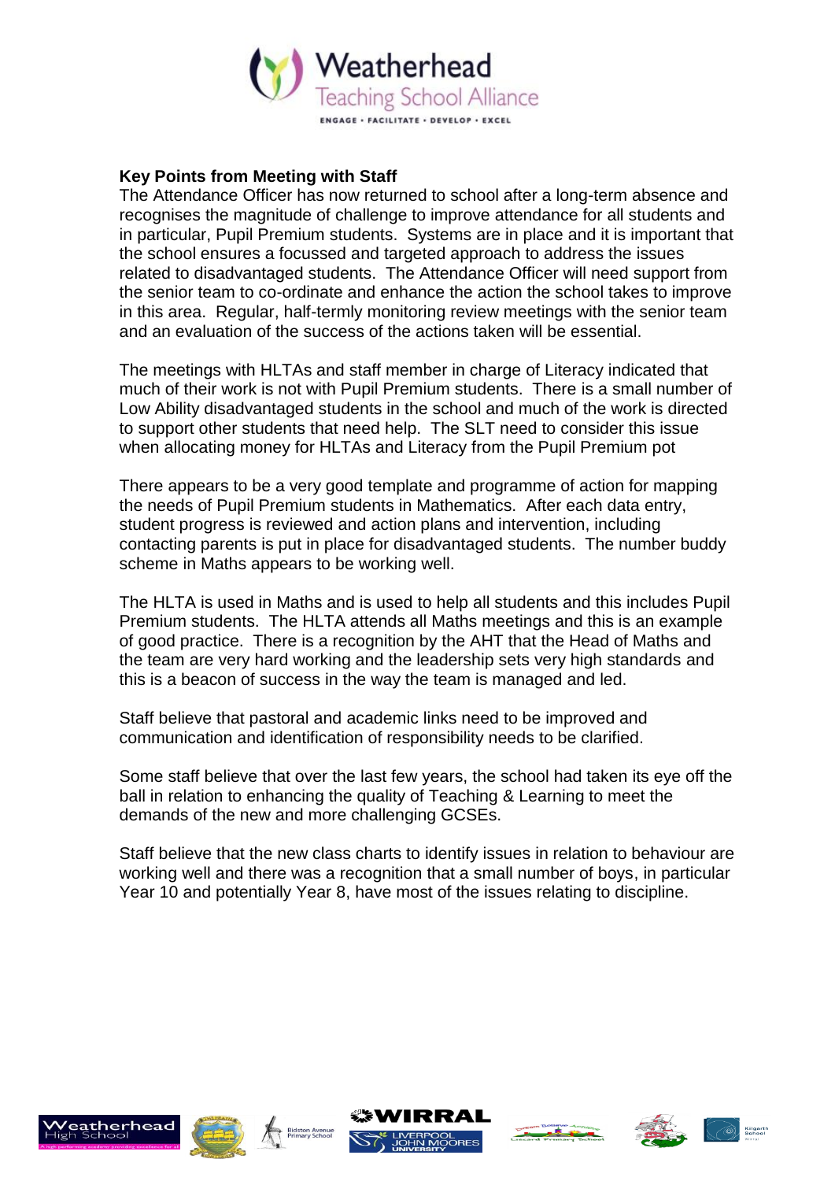**Key Points from Meeting with Staff**

The Attendance Officer has now returned to school after a long-term absence and recognises the magnitude of challenge to improve attendance for all students and in particular, Pupil Premium students. Systems are in place and it is important that the school ensures a focussed and targeted approach to address the issues related to disadvantaged students. The Attendance Officer will need support from the senior team to co-ordinate and enhance the action the school takes to improve in this area. Regular, half-termly monitoring review meetings with the senior team and an evaluation of the success of the actions taken will be essential.

The meetings with HLTAs and staff member in charge of Literacy indicated that much of their work is not with Pupil Premium students. There is a small number of Low Ability disadvantaged students in the school and much of the work is directed to support other students that need help. The SLT need to consider this issue when allocating money for HLTAs and Literacy from the Pupil Premium pot

There appears to be a very good template and programme of action for mapping the needs of Pupil Premium students in Mathematics. After each data entry, student progress is reviewed and action plans and intervention, including contacting parents is put in place for disadvantaged students. The number buddy scheme in Maths appears to be working well.

The HLTA is used in Maths and is used to help all students and this includes Pupil Premium students. The HLTA attends all Maths meetings and this is an example of good practice. There is a recognition by the AHT that the Head of Maths and the team are very hard working and the leadership sets very high standards and this is a beacon of success in the way the team is managed and led.

Staff believe that pastoral and academic links need to be improved and communication and identification of responsibility needs to be clarified.

Some staff believe that over the last few years, the school had taken its eye off the ball in relation to enhancing the quality of Teaching & Learning to meet the demands of the new and more challenging GCSEs.

Staff believe that the new class charts to identify issues in relation to behaviour are working well and there was a recognition that a small number of boys, in particular Year 10 and potentially Year 8, have most of the issues relating to discipline.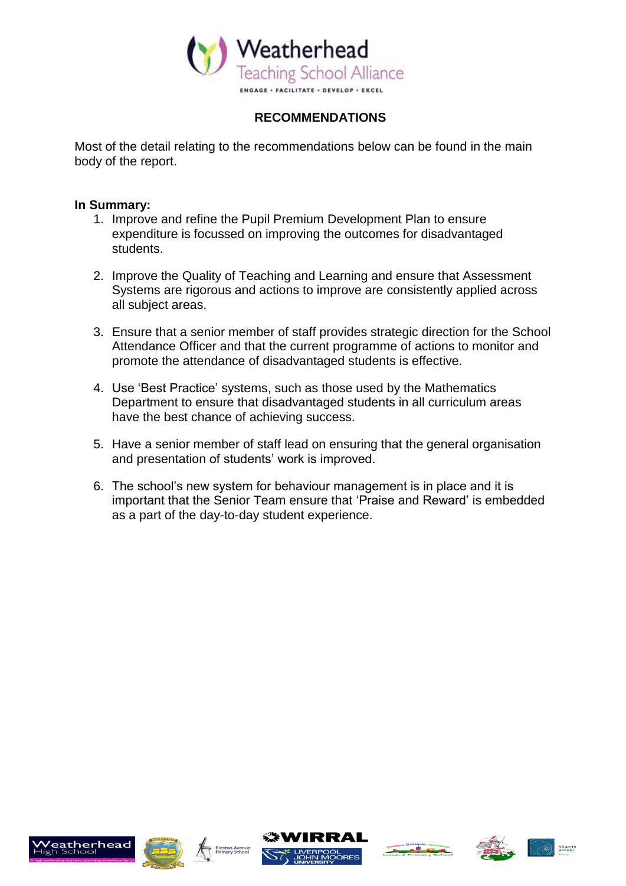## RECOMMENDATIONS

Most of the detail relating to the recommendations below can be found in the main body of the report.

**In Summary:**

1. Improve and refine the Pupil Premium Development Plan to ensure expenditure is focussed on improving the outcomes for disadvantaged students.

2. Improve the Quality of Teaching and Learning and ensure that Assessment Systems are rigorous and actions to improve are consistently applied across all subject areas.

3. Ensure that a senior member of staff provides strategic direction for the School Attendance Officer and that the current programme of actions to monitor and promote the attendance of disadvantaged students is effective.

4. Use 'Best Practice' systems, such as those used by the Mathematics Department to ensure that disadvantaged students in all curriculum areas have the best chance of achieving success.

5. Have a senior member of staff lead on ensuring that the general organisation and presentation of students' work is improved.

6. The school's new system for behaviour management is in place and it is important that the Senior Team ensure that 'Praise and Reward' is embedded as a part of the day-to-day student experience.